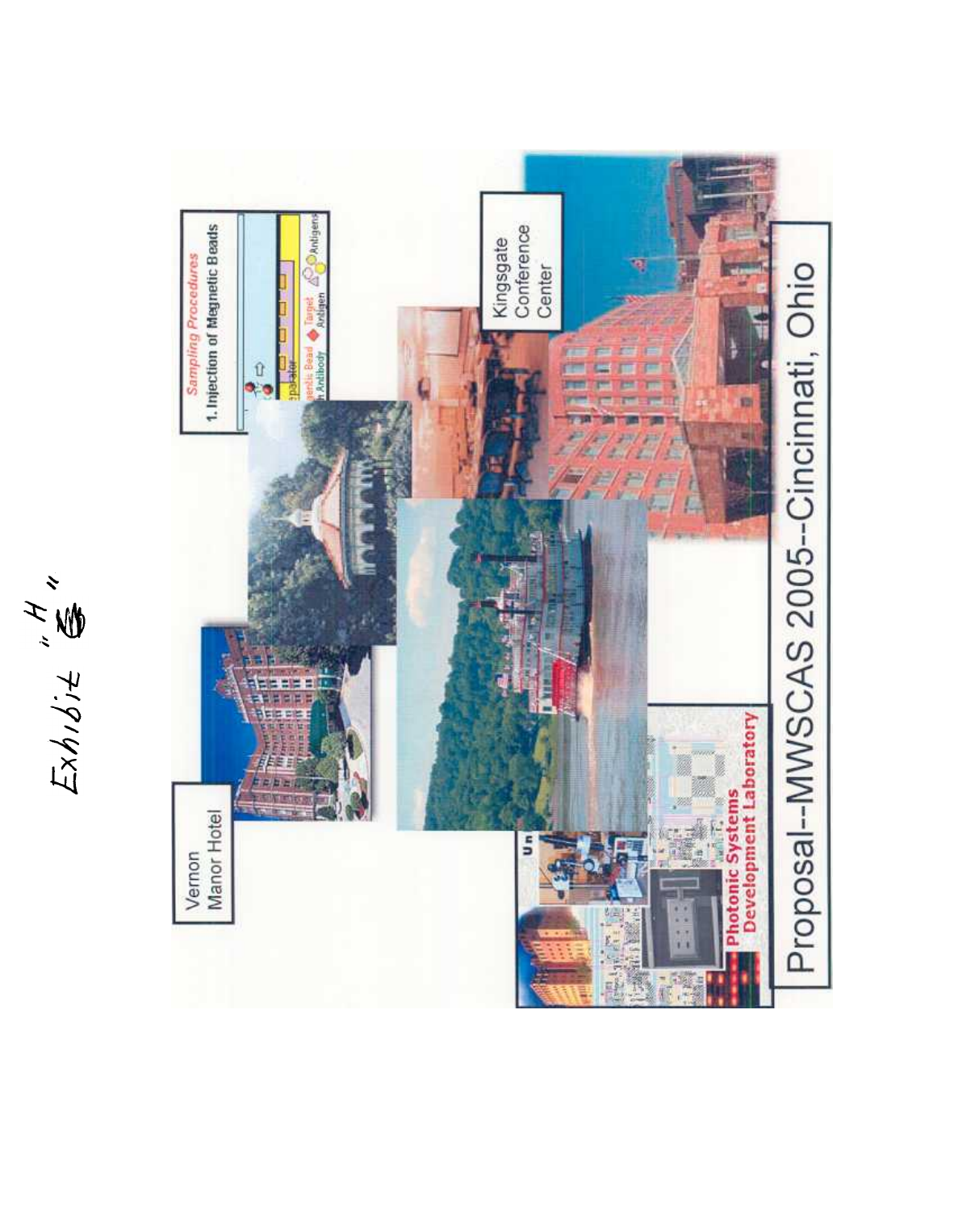Exhibit "H"

Vernon Manor Hotel

Kingsgate Conference Center

*Sampling Procedures*

1. Injection of Magnetic Beads

Photonic Systems Development Laboratory

Proposal--MWSCAS 2005--Cincinnati, Ohio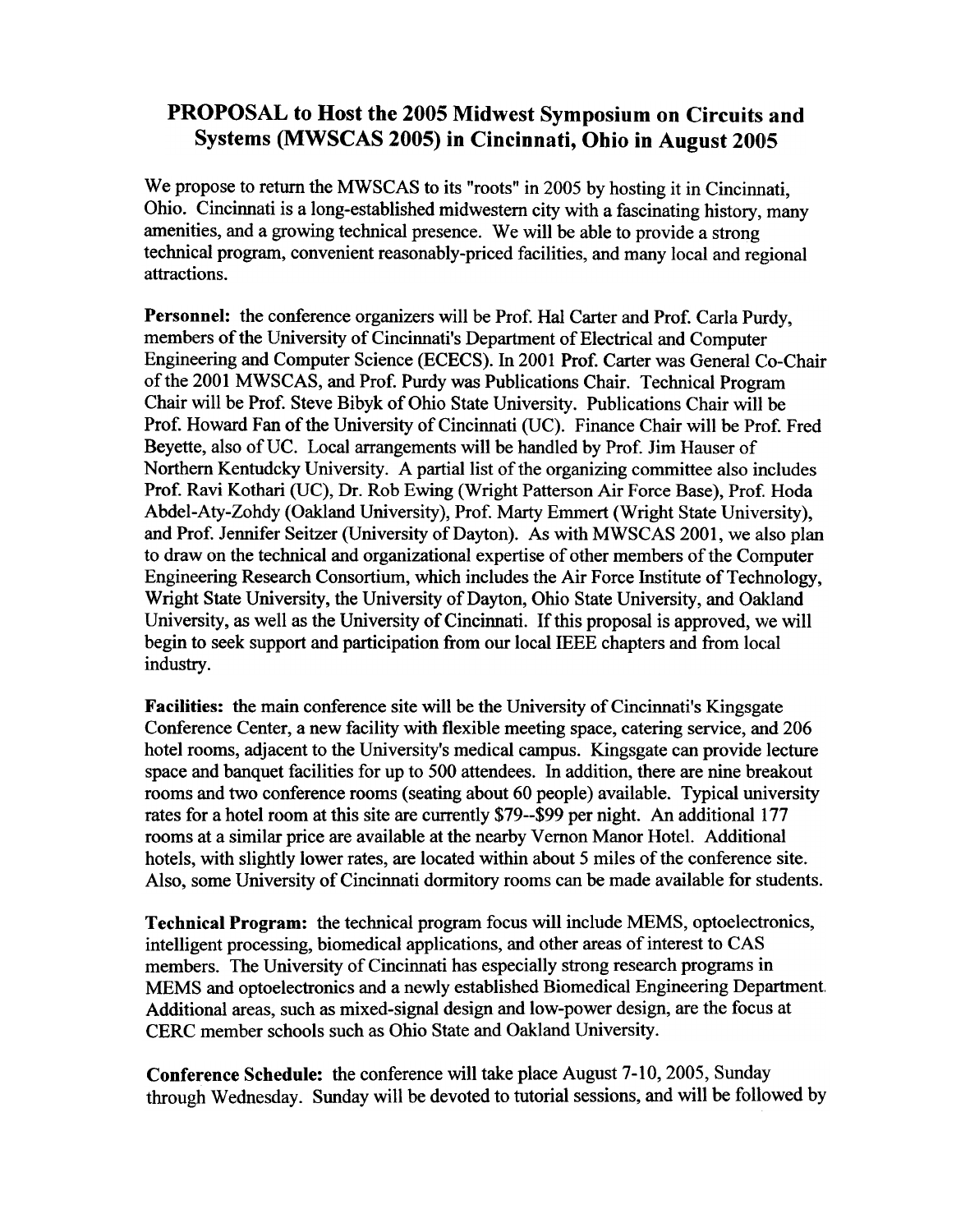# PROPOSAL to Host the 2005 Midwest Symposium on Circuits and Systems (MWSCAS 2005) in Cincinnati, Ohio in August 2005

We propose to return the MWSCAS to its "roots" in 2005 by hosting it in Cincinnati, Ohio. Cincinnati is a long-established midwestern city with a fascinating history, many amenities, and a growing technical presence. We will be able to provide a strong technical program, convenient reasonably-priced facilities, and many local and regional attractions.

**Personnel:** the conference organizers will be Prof. Hal Carter and Prof. Carla Purdy, members of the University of Cincinnati's Department of Electrical and Computer Engineering and Computer Science (ECECS). In 2001 Prof. Carter was General Co-Chair of the 2001 MWSCAS, and Prof. Purdy was Publications Chair. Technical Program Chair will be Prof. Steve Bibyk of Ohio State University. Publications Chair will be Prof. Howard Fan of the University of Cincinnati (UC). Finance Chair will be Prof. Fred Beyette, also of UC. Local arrangements will be handled by Prof. Jim Hauser of Northern Kentudcky University. A partial list of the organizing committee also includes Prof. Ravi Kothari (UC), Dr. Rob Ewing (Wright Patterson Air Force Base), Prof. Hoda Abdel-Aty-Zohdy (Oakland University), Prof. Marty Emmert (Wright State University), and Prof. Jennifer Seitzer (University of Dayton). As with MWSCAS 2001, we also plan to draw on the technical and organizational expertise of other members of the Computer Engineering Research Consortium, which includes the Air Force Institute of Technology, Wright State University, the University of Dayton, Ohio State University, and Oakland University, as well as the University of Cincinnati. If this proposal is approved, we will begin to seek support and participation from our local IEEE chapters and from local industry.

**Facilities:** the main conference site will be the University of Cincinnati's Kingsgate Conference Center, a new facility with flexible meeting space, catering service, and 206 hotel rooms, adjacent to the University's medical campus. Kingsgate can provide lecture space and banquet facilities for up to 500 attendees. In addition, there are nine breakout rooms and two conference rooms (seating about 60 people) available. Typical university rates for a hotel room at this site are currently $79--$99 per night. An additional 177 rooms at a similar price are available at the nearby Vernon Manor Hotel. Additional hotels, with slightly lower rates, are located within about 5 miles of the conference site. Also, some University of Cincinnati dormitory rooms can be made available for students.

**Technical Program:** the technical program focus will include MEMS, optoelectronics, intelligent processing, biomedical applications, and other areas of interest to CAS members. The University of Cincinnati has especially strong research programs in MEMS and optoelectronics and a newly established Biomedical Engineering Department. Additional areas, such as mixed-signal design and low-power design, are the focus at CERC member schools such as Ohio State and Oakland University.

**Conference Schedule:** the conference will take place August 7-10, 2005, Sunday through Wednesday. Sunday will be devoted to tutorial sessions, and will be followed by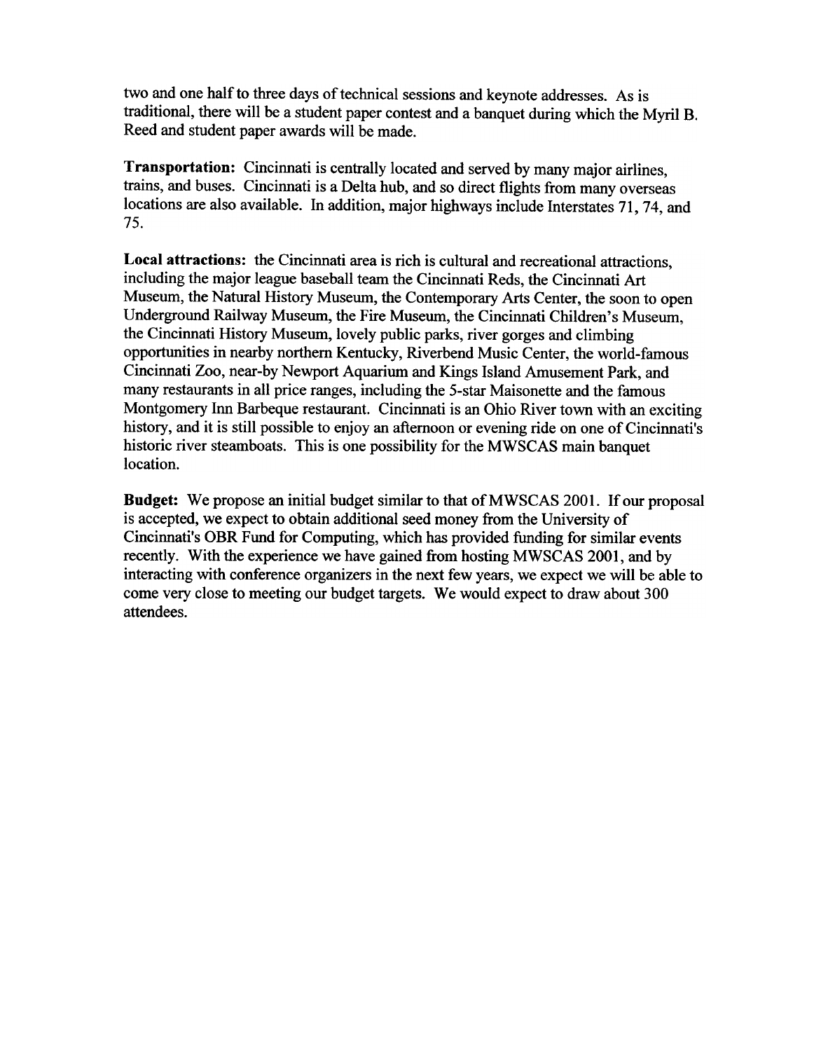two and one half to three days of technical sessions and keynote addresses. As is traditional, there will be a student paper contest and a banquet during which the Myril B. Reed and student paper awards will be made.

**Transportation:** Cincinnati is centrally located and served by many major airlines, trains, and buses. Cincinnati is a Delta hub, and so direct flights from many overseas locations are also available. In addition, major highways include Interstates 71, 74, and 75.

**Local attractions:** the Cincinnati area is rich is cultural and recreational attractions, including the major league baseball team the Cincinnati Reds, the Cincinnati Art Museum, the Natural History Museum, the Contemporary Arts Center, the soon to open Underground Railway Museum, the Fire Museum, the Cincinnati Children's Museum, the Cincinnati History Museum, lovely public parks, river gorges and climbing opportunities in nearby northern Kentucky, Riverbend Music Center, the world-famous Cincinnati Zoo, near-by Newport Aquarium and Kings Island Amusement Park, and many restaurants in all price ranges, including the 5-star Maisonette and the famous Montgomery Inn Barbeque restaurant. Cincinnati is an Ohio River town with an exciting history, and it is still possible to enjoy an afternoon or evening ride on one of Cincinnati's historic river steamboats. This is one possibility for the MWSCAS main banquet location.

**Budget:** We propose an initial budget similar to that of MWSCAS 2001. If our proposal is accepted, we expect to obtain additional seed money from the University of Cincinnati's OBR Fund for Computing, which has provided funding for similar events recently. With the experience we have gained from hosting MWSCAS 2001, and by interacting with conference organizers in the next few years, we expect we will be able to come very close to meeting our budget targets. We would expect to draw about 300 attendees.